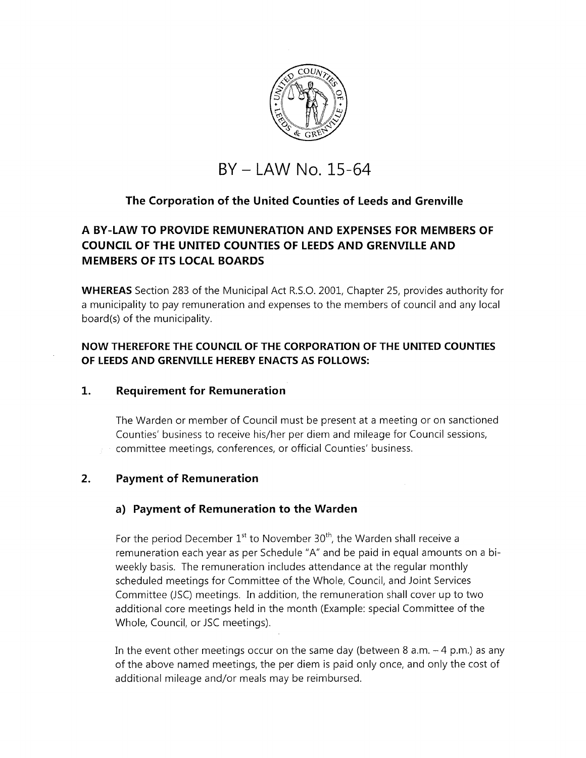# BY – LAW No. 15-64

### The Corporation of the United Counties of Leeds and Grenville

## A BY-LAW TO PROVIDE REMUNERATION AND EXPENSES FOR MEMBERS OF COUNCIL OF THE UNITED COUNTIES OF LEEDS AND GRENVILLE AND MEMBERS OF ITS LOCAL BOARDS

**WHEREAS** Section 283 of the Municipal Act R.S.O. 2001, Chapter 25, provides authority for a municipality to pay remuneration and expenses to the members of council and any local board(s) of the municipality.

**NOW THEREFORE THE COUNCIL OF THE CORPORATION OF THE UNITED COUNTIES OF LEEDS AND GRENVILLE HEREBY ENACTS AS FOLLOWS:**

### 1. Requirement for Remuneration

The Warden or member of Council must be present at a meeting or on sanctioned Counties' business to receive his/her per diem and mileage for Council sessions, committee meetings, conferences, or official Counties' business.

### 2. Payment of Remuneration

#### a) Payment of Remuneration to the Warden

For the period December 1st to November 30th, the Warden shall receive a remuneration each year as per Schedule "A" and be paid in equal amounts on a bi-weekly basis. The remuneration includes attendance at the regular monthly scheduled meetings for Committee of the Whole, Council, and Joint Services Committee (JSC) meetings. In addition, the remuneration shall cover up to two additional core meetings held in the month (Example: special Committee of the Whole, Council, or JSC meetings).

In the event other meetings occur on the same day (between 8 a.m. – 4 p.m.) as any of the above named meetings, the per diem is paid only once, and only the cost of additional mileage and/or meals may be reimbursed.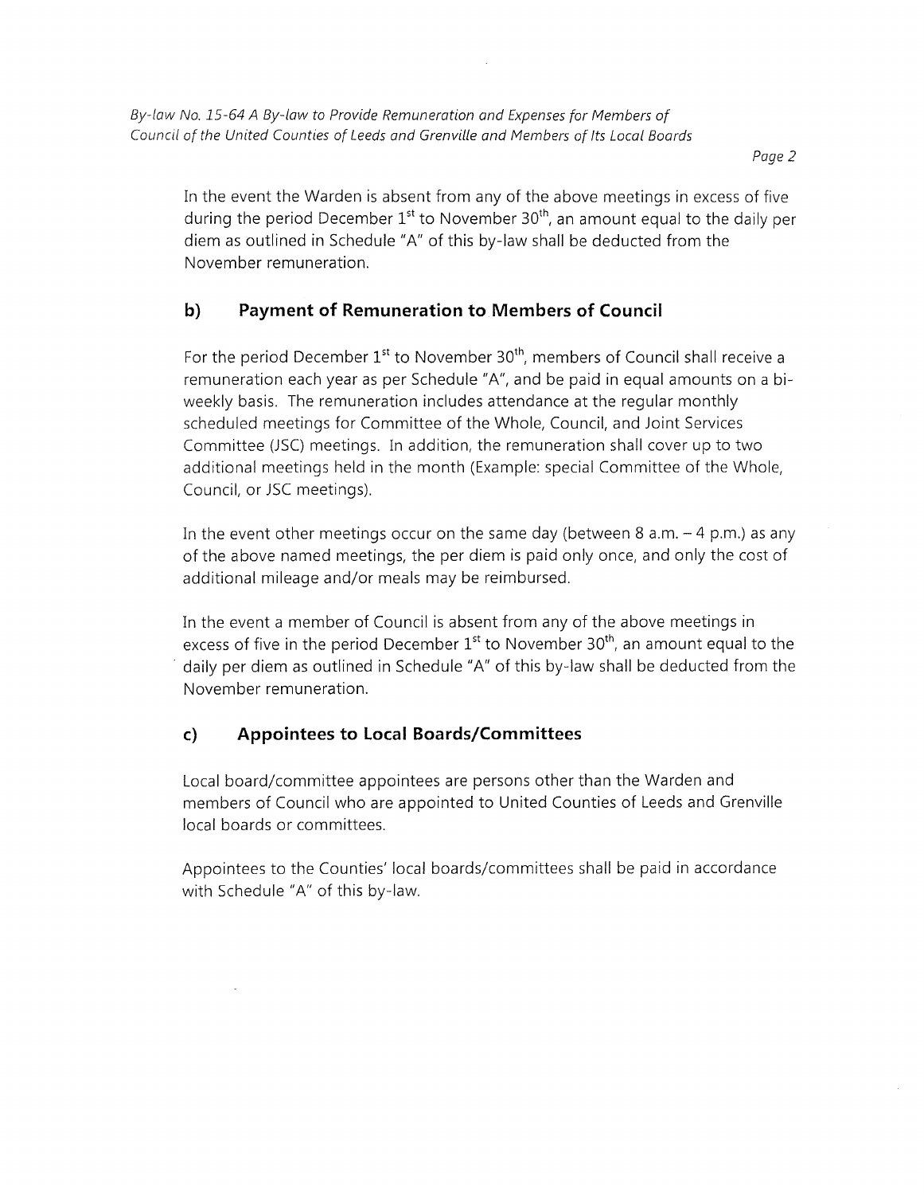In the event the Warden is absent from any of the above meetings in excess of five during the period December 1st to November 30th, an amount equal to the daily per diem as outlined in Schedule "A" of this by-law shall be deducted from the November remuneration.

## b) Payment of Remuneration to Members of Council

For the period December 1st to November 30th, members of Council shall receive a remuneration each year as per Schedule "A", and be paid in equal amounts on a bi-weekly basis. The remuneration includes attendance at the regular monthly scheduled meetings for Committee of the Whole, Council, and Joint Services Committee (JSC) meetings. In addition, the remuneration shall cover up to two additional meetings held in the month (Example: special Committee of the Whole, Council, or JSC meetings).

In the event other meetings occur on the same day (between 8 a.m. – 4 p.m.) as any of the above named meetings, the per diem is paid only once, and only the cost of additional mileage and/or meals may be reimbursed.

In the event a member of Council is absent from any of the above meetings in excess of five in the period December 1st to November 30th, an amount equal to the daily per diem as outlined in Schedule "A" of this by-law shall be deducted from the November remuneration.

## c) Appointees to Local Boards/Committees

Local board/committee appointees are persons other than the Warden and members of Council who are appointed to United Counties of Leeds and Grenville local boards or committees.

Appointees to the Counties' local boards/committees shall be paid in accordance with Schedule "A" of this by-law.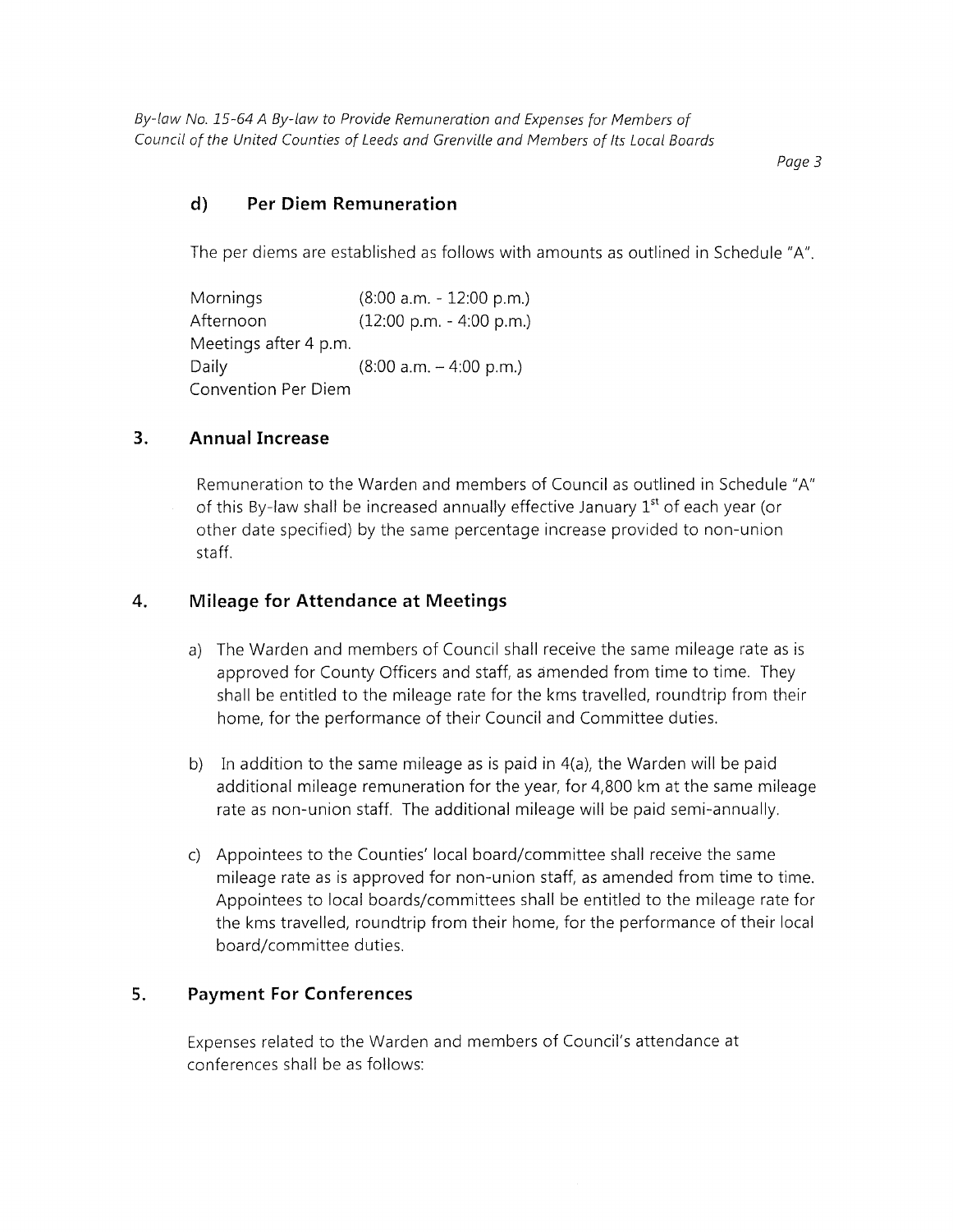### d) Per Diem Remuneration

The per diems are established as follows with amounts as outlined in Schedule "A".

| | |
|---|---|
| Mornings | (8:00 a.m. - 12:00 p.m.) |
| Afternoon | (12:00 p.m. - 4:00 p.m.) |
| Meetings after 4 p.m. | |
| Daily | (8:00 a.m. – 4:00 p.m.) |
| Convention Per Diem | |

## 3. Annual Increase

Remuneration to the Warden and members of Council as outlined in Schedule "A" of this By-law shall be increased annually effective January 1st of each year (or other date specified) by the same percentage increase provided to non-union staff.

## 4. Mileage for Attendance at Meetings

a) The Warden and members of Council shall receive the same mileage rate as is approved for County Officers and staff, as amended from time to time. They shall be entitled to the mileage rate for the kms travelled, roundtrip from their home, for the performance of their Council and Committee duties.

b) In addition to the same mileage as is paid in 4(a), the Warden will be paid additional mileage remuneration for the year, for 4,800 km at the same mileage rate as non-union staff. The additional mileage will be paid semi-annually.

c) Appointees to the Counties' local board/committee shall receive the same mileage rate as is approved for non-union staff, as amended from time to time. Appointees to local boards/committees shall be entitled to the mileage rate for the kms travelled, roundtrip from their home, for the performance of their local board/committee duties.

## 5. Payment For Conferences

Expenses related to the Warden and members of Council's attendance at conferences shall be as follows: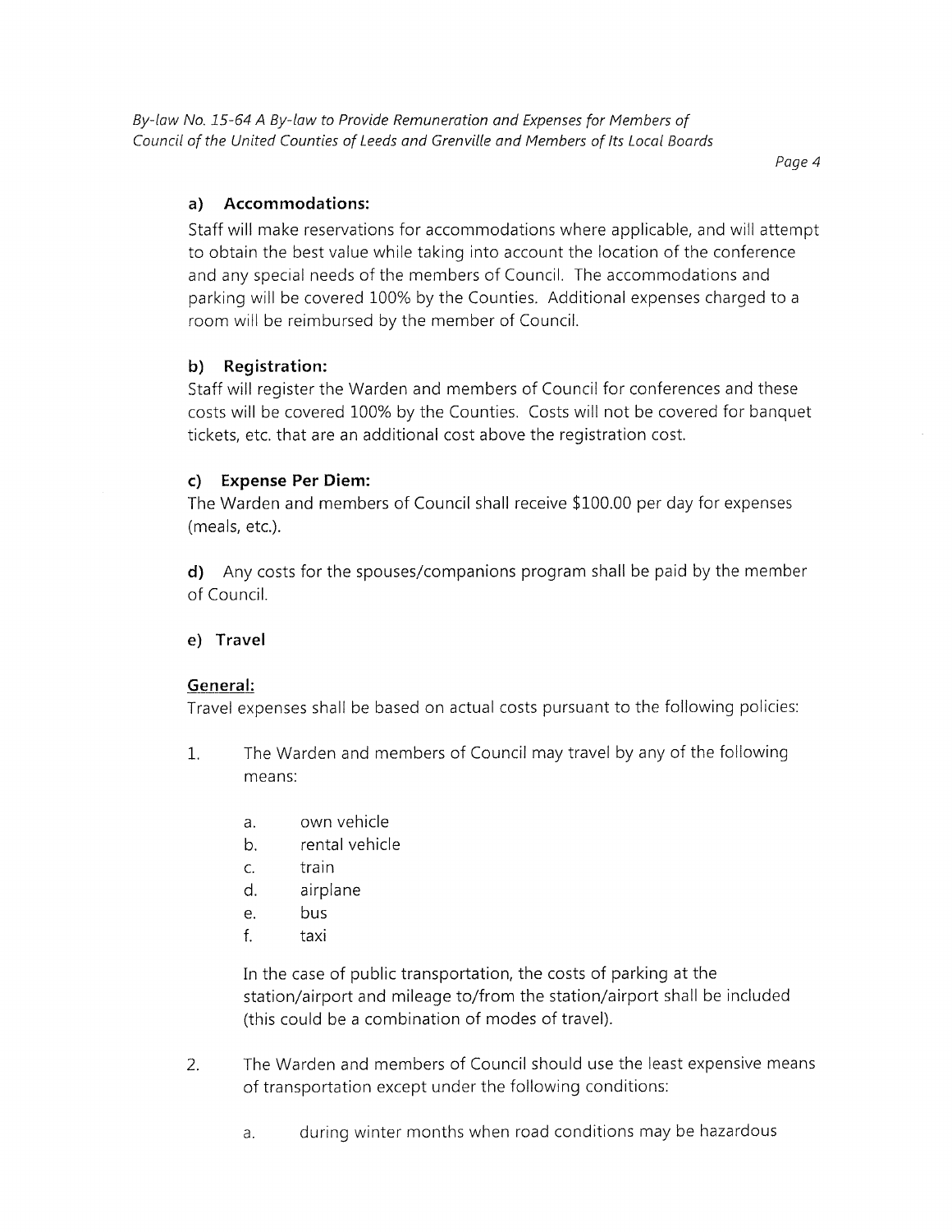**a) Accommodations:**

Staff will make reservations for accommodations where applicable, and will attempt to obtain the best value while taking into account the location of the conference and any special needs of the members of Council. The accommodations and parking will be covered 100% by the Counties. Additional expenses charged to a room will be reimbursed by the member of Council.

**b) Registration:**

Staff will register the Warden and members of Council for conferences and these costs will be covered 100% by the Counties. Costs will not be covered for banquet tickets, etc. that are an additional cost above the registration cost.

**c) Expense Per Diem:**

The Warden and members of Council shall receive $100.00 per day for expenses (meals, etc.).

**d)** Any costs for the spouses/companions program shall be paid by the member of Council.

**e) Travel**

**General:**

Travel expenses shall be based on actual costs pursuant to the following policies:

1. The Warden and members of Council may travel by any of the following means:

   a. own vehicle
   b. rental vehicle
   c. train
   d. airplane
   e. bus
   f. taxi

   In the case of public transportation, the costs of parking at the station/airport and mileage to/from the station/airport shall be included (this could be a combination of modes of travel).

2. The Warden and members of Council should use the least expensive means of transportation except under the following conditions:

   a. during winter months when road conditions may be hazardous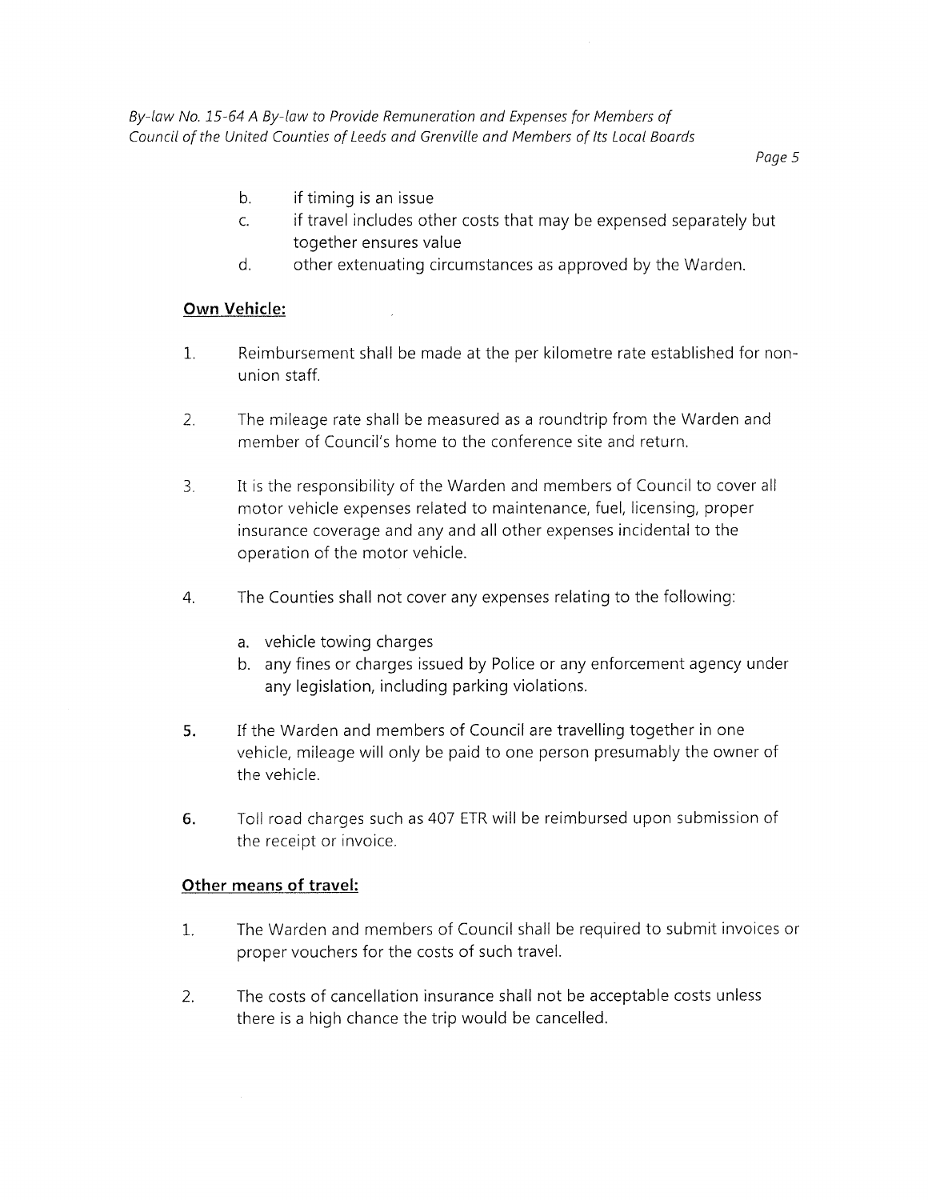b. if timing is an issue
c. if travel includes other costs that may be expensed separately but together ensures value
d. other extenuating circumstances as approved by the Warden.

**Own Vehicle:**

1. Reimbursement shall be made at the per kilometre rate established for non-union staff.

2. The mileage rate shall be measured as a roundtrip from the Warden and member of Council's home to the conference site and return.

3. It is the responsibility of the Warden and members of Council to cover all motor vehicle expenses related to maintenance, fuel, licensing, proper insurance coverage and any and all other expenses incidental to the operation of the motor vehicle.

4. The Counties shall not cover any expenses relating to the following:

   a. vehicle towing charges
   b. any fines or charges issued by Police or any enforcement agency under any legislation, including parking violations.

5. If the Warden and members of Council are travelling together in one vehicle, mileage will only be paid to one person presumably the owner of the vehicle.

6. Toll road charges such as 407 ETR will be reimbursed upon submission of the receipt or invoice.

**Other means of travel:**

1. The Warden and members of Council shall be required to submit invoices or proper vouchers for the costs of such travel.

2. The costs of cancellation insurance shall not be acceptable costs unless there is a high chance the trip would be cancelled.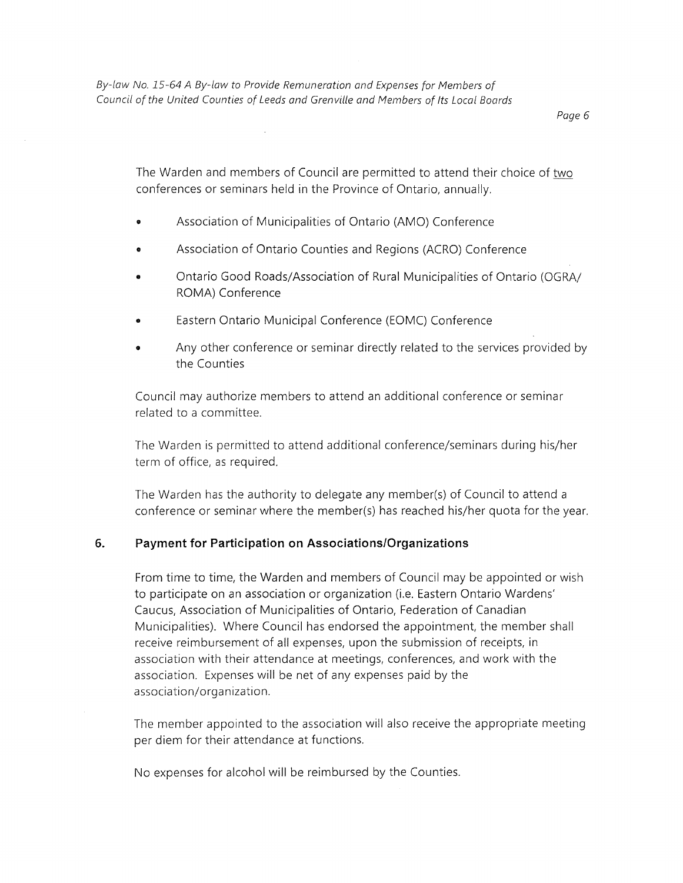The Warden and members of Council are permitted to attend their choice of two conferences or seminars held in the Province of Ontario, annually.

- Association of Municipalities of Ontario (AMO) Conference
- Association of Ontario Counties and Regions (ACRO) Conference
- Ontario Good Roads/Association of Rural Municipalities of Ontario (OGRA/ ROMA) Conference
- Eastern Ontario Municipal Conference (EOMC) Conference
- Any other conference or seminar directly related to the services provided by the Counties

Council may authorize members to attend an additional conference or seminar related to a committee.

The Warden is permitted to attend additional conference/seminars during his/her term of office, as required.

The Warden has the authority to delegate any member(s) of Council to attend a conference or seminar where the member(s) has reached his/her quota for the year.

## 6. Payment for Participation on Associations/Organizations

From time to time, the Warden and members of Council may be appointed or wish to participate on an association or organization (i.e. Eastern Ontario Wardens' Caucus, Association of Municipalities of Ontario, Federation of Canadian Municipalities). Where Council has endorsed the appointment, the member shall receive reimbursement of all expenses, upon the submission of receipts, in association with their attendance at meetings, conferences, and work with the association. Expenses will be net of any expenses paid by the association/organization.

The member appointed to the association will also receive the appropriate meeting per diem for their attendance at functions.

No expenses for alcohol will be reimbursed by the Counties.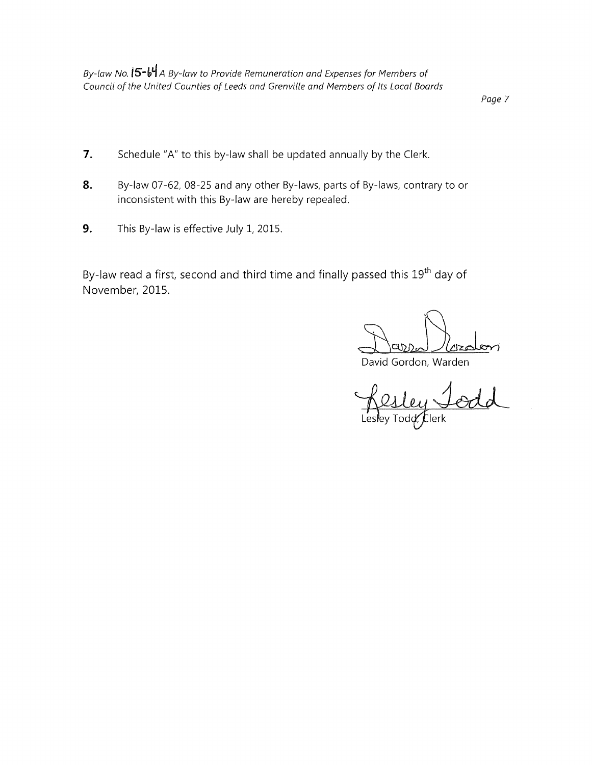7. Schedule "A" to this by-law shall be updated annually by the Clerk.

8. By-law 07-62, 08-25 and any other By-laws, parts of By-laws, contrary to or inconsistent with this By-law are hereby repealed.

9. This By-law is effective July 1, 2015.

By-law read a first, second and third time and finally passed this 19th day of November, 2015.

David Gordon, Warden

Lesley Todd, Clerk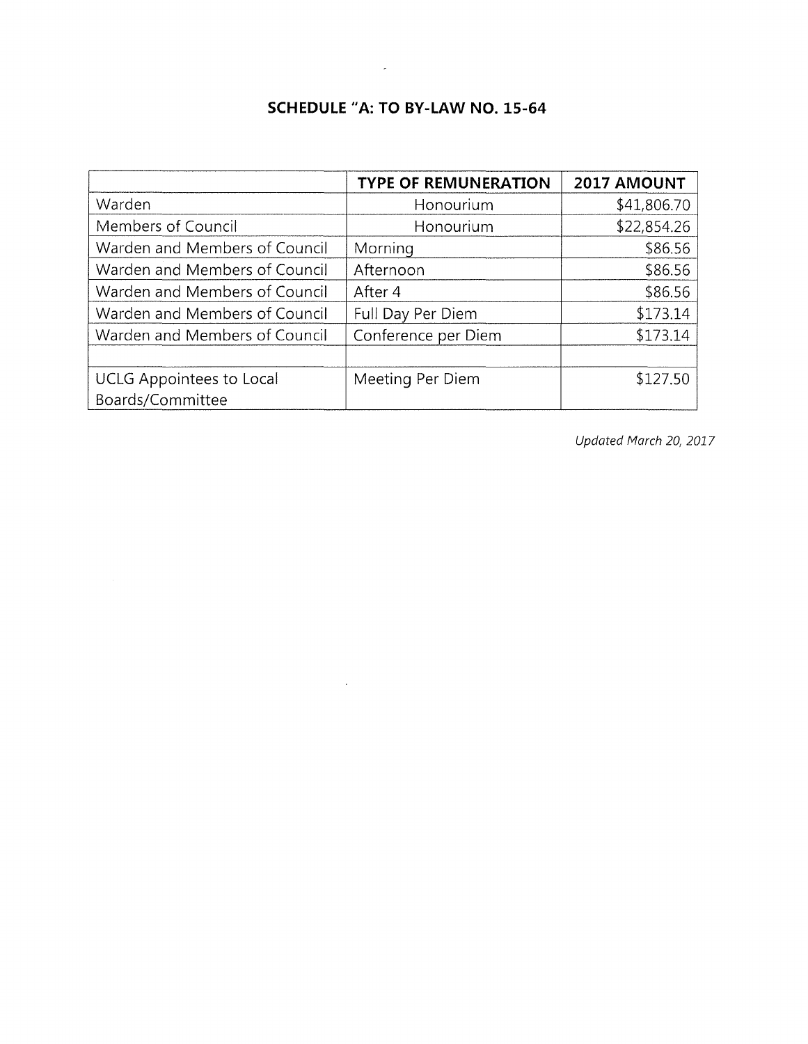## SCHEDULE "A: TO BY-LAW NO. 15-64

| | TYPE OF REMUNERATION | 2017 AMOUNT |
|---|---|---|
| Warden | Honourium | $41,806.70 |
| Members of Council | Honourium | $22,854.26 |
| Warden and Members of Council | Morning | $86.56 |
| Warden and Members of Council | Afternoon | $86.56 |
| Warden and Members of Council | After 4 | $86.56 |
| Warden and Members of Council | Full Day Per Diem | $173.14 |
| Warden and Members of Council | Conference per Diem | $173.14 |
| | | |
| UCLG Appointees to Local Boards/Committee | Meeting Per Diem | $127.50 |

*Updated March 20, 2017*